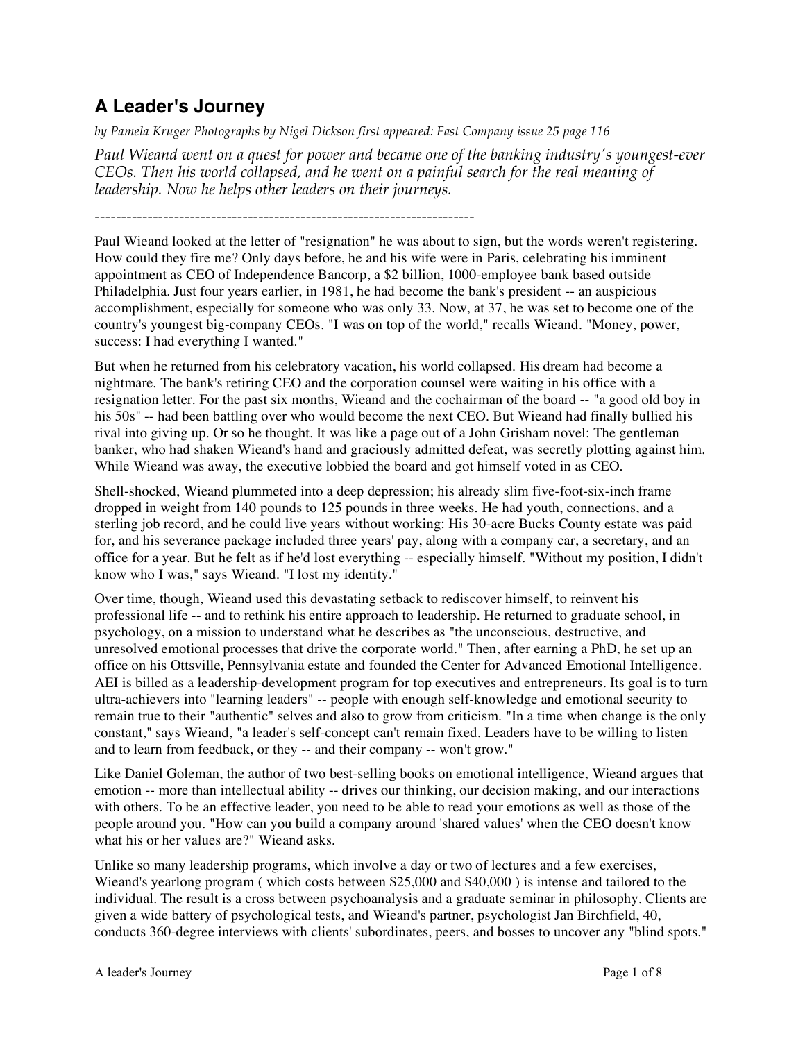# A Leader's Journey

*by Pamela Kruger Photographs by Nigel Dickson first appeared: Fast Company issue 25 page 116*

*Paul Wieand went on a quest for power and became one of the banking industry's youngest-ever CEOs. Then his world collapsed, and he went on a painful search for the real meaning of leadership. Now he helps other leaders on their journeys.*

------------------------------------------------------------------------

Paul Wieand looked at the letter of "resignation" he was about to sign, but the words weren't registering. How could they fire me? Only days before, he and his wife were in Paris, celebrating his imminent appointment as CEO of Independence Bancorp, a $2 billion, 1000-employee bank based outside Philadelphia. Just four years earlier, in 1981, he had become the bank's president -- an auspicious accomplishment, especially for someone who was only 33. Now, at 37, he was set to become one of the country's youngest big-company CEOs. "I was on top of the world," recalls Wieand. "Money, power, success: I had everything I wanted."

But when he returned from his celebratory vacation, his world collapsed. His dream had become a nightmare. The bank's retiring CEO and the corporation counsel were waiting in his office with a resignation letter. For the past six months, Wieand and the cochairman of the board -- "a good old boy in his 50s" -- had been battling over who would become the next CEO. But Wieand had finally bullied his rival into giving up. Or so he thought. It was like a page out of a John Grisham novel: The gentleman banker, who had shaken Wieand's hand and graciously admitted defeat, was secretly plotting against him. While Wieand was away, the executive lobbied the board and got himself voted in as CEO.

Shell-shocked, Wieand plummeted into a deep depression; his already slim five-foot-six-inch frame dropped in weight from 140 pounds to 125 pounds in three weeks. He had youth, connections, and a sterling job record, and he could live years without working: His 30-acre Bucks County estate was paid for, and his severance package included three years' pay, along with a company car, a secretary, and an office for a year. But he felt as if he'd lost everything -- especially himself. "Without my position, I didn't know who I was," says Wieand. "I lost my identity."

Over time, though, Wieand used this devastating setback to rediscover himself, to reinvent his professional life -- and to rethink his entire approach to leadership. He returned to graduate school, in psychology, on a mission to understand what he describes as "the unconscious, destructive, and unresolved emotional processes that drive the corporate world." Then, after earning a PhD, he set up an office on his Ottsville, Pennsylvania estate and founded the Center for Advanced Emotional Intelligence. AEI is billed as a leadership-development program for top executives and entrepreneurs. Its goal is to turn ultra-achievers into "learning leaders" -- people with enough self-knowledge and emotional security to remain true to their "authentic" selves and also to grow from criticism. "In a time when change is the only constant," says Wieand, "a leader's self-concept can't remain fixed. Leaders have to be willing to listen and to learn from feedback, or they -- and their company -- won't grow."

Like Daniel Goleman, the author of two best-selling books on emotional intelligence, Wieand argues that emotion -- more than intellectual ability -- drives our thinking, our decision making, and our interactions with others. To be an effective leader, you need to be able to read your emotions as well as those of the people around you. "How can you build a company around 'shared values' when the CEO doesn't know what his or her values are?" Wieand asks.

Unlike so many leadership programs, which involve a day or two of lectures and a few exercises, Wieand's yearlong program ( which costs between $25,000 and $40,000 ) is intense and tailored to the individual. The result is a cross between psychoanalysis and a graduate seminar in philosophy. Clients are given a wide battery of psychological tests, and Wieand's partner, psychologist Jan Birchfield, 40, conducts 360-degree interviews with clients' subordinates, peers, and bosses to uncover any "blind spots."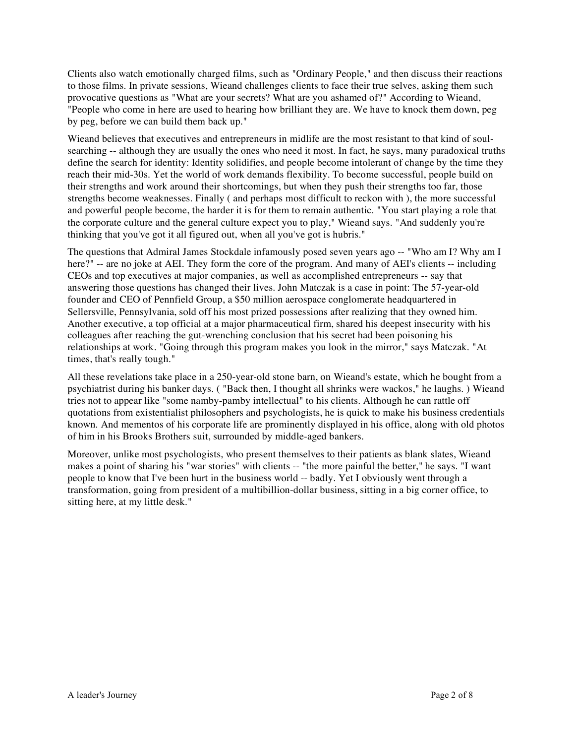Clients also watch emotionally charged films, such as "Ordinary People," and then discuss their reactions to those films. In private sessions, Wieand challenges clients to face their true selves, asking them such provocative questions as "What are your secrets? What are you ashamed of?" According to Wieand, "People who come in here are used to hearing how brilliant they are. We have to knock them down, peg by peg, before we can build them back up."

Wieand believes that executives and entrepreneurs in midlife are the most resistant to that kind of soul-searching -- although they are usually the ones who need it most. In fact, he says, many paradoxical truths define the search for identity: Identity solidifies, and people become intolerant of change by the time they reach their mid-30s. Yet the world of work demands flexibility. To become successful, people build on their strengths and work around their shortcomings, but when they push their strengths too far, those strengths become weaknesses. Finally ( and perhaps most difficult to reckon with ), the more successful and powerful people become, the harder it is for them to remain authentic. "You start playing a role that the corporate culture and the general culture expect you to play," Wieand says. "And suddenly you're thinking that you've got it all figured out, when all you've got is hubris."

The questions that Admiral James Stockdale infamously posed seven years ago -- "Who am I? Why am I here?" -- are no joke at AEI. They form the core of the program. And many of AEI's clients -- including CEOs and top executives at major companies, as well as accomplished entrepreneurs -- say that answering those questions has changed their lives. John Matczak is a case in point: The 57-year-old founder and CEO of Pennfield Group, a $50 million aerospace conglomerate headquartered in Sellersville, Pennsylvania, sold off his most prized possessions after realizing that they owned him. Another executive, a top official at a major pharmaceutical firm, shared his deepest insecurity with his colleagues after reaching the gut-wrenching conclusion that his secret had been poisoning his relationships at work. "Going through this program makes you look in the mirror," says Matczak. "At times, that's really tough."

All these revelations take place in a 250-year-old stone barn, on Wieand's estate, which he bought from a psychiatrist during his banker days. ( "Back then, I thought all shrinks were wackos," he laughs. ) Wieand tries not to appear like "some namby-pamby intellectual" to his clients. Although he can rattle off quotations from existentialist philosophers and psychologists, he is quick to make his business credentials known. And mementos of his corporate life are prominently displayed in his office, along with old photos of him in his Brooks Brothers suit, surrounded by middle-aged bankers.

Moreover, unlike most psychologists, who present themselves to their patients as blank slates, Wieand makes a point of sharing his "war stories" with clients -- "the more painful the better," he says. "I want people to know that I've been hurt in the business world -- badly. Yet I obviously went through a transformation, going from president of a multibillion-dollar business, sitting in a big corner office, to sitting here, at my little desk."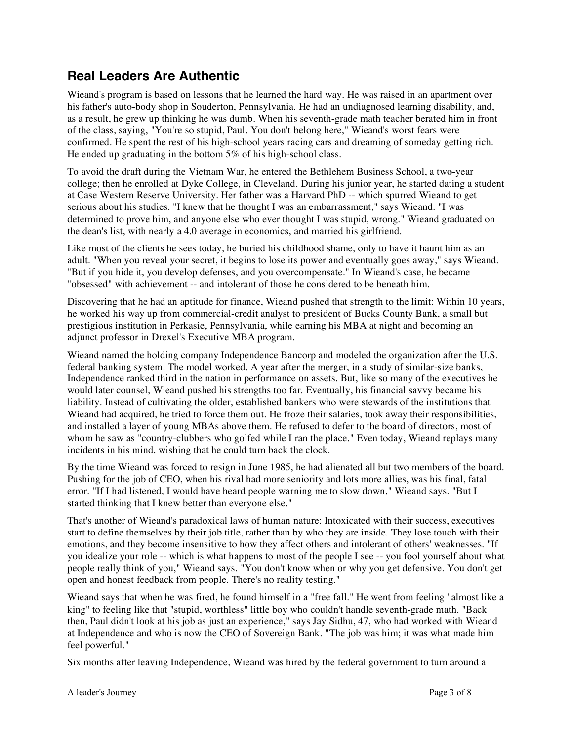## Real Leaders Are Authentic

Wieand's program is based on lessons that he learned the hard way. He was raised in an apartment over his father's auto-body shop in Souderton, Pennsylvania. He had an undiagnosed learning disability, and, as a result, he grew up thinking he was dumb. When his seventh-grade math teacher berated him in front of the class, saying, "You're so stupid, Paul. You don't belong here," Wieand's worst fears were confirmed. He spent the rest of his high-school years racing cars and dreaming of someday getting rich. He ended up graduating in the bottom 5% of his high-school class.

To avoid the draft during the Vietnam War, he entered the Bethlehem Business School, a two-year college; then he enrolled at Dyke College, in Cleveland. During his junior year, he started dating a student at Case Western Reserve University. Her father was a Harvard PhD -- which spurred Wieand to get serious about his studies. "I knew that he thought I was an embarrassment," says Wieand. "I was determined to prove him, and anyone else who ever thought I was stupid, wrong." Wieand graduated on the dean's list, with nearly a 4.0 average in economics, and married his girlfriend.

Like most of the clients he sees today, he buried his childhood shame, only to have it haunt him as an adult. "When you reveal your secret, it begins to lose its power and eventually goes away," says Wieand. "But if you hide it, you develop defenses, and you overcompensate." In Wieand's case, he became "obsessed" with achievement -- and intolerant of those he considered to be beneath him.

Discovering that he had an aptitude for finance, Wieand pushed that strength to the limit: Within 10 years, he worked his way up from commercial-credit analyst to president of Bucks County Bank, a small but prestigious institution in Perkasie, Pennsylvania, while earning his MBA at night and becoming an adjunct professor in Drexel's Executive MBA program.

Wieand named the holding company Independence Bancorp and modeled the organization after the U.S. federal banking system. The model worked. A year after the merger, in a study of similar-size banks, Independence ranked third in the nation in performance on assets. But, like so many of the executives he would later counsel, Wieand pushed his strengths too far. Eventually, his financial savvy became his liability. Instead of cultivating the older, established bankers who were stewards of the institutions that Wieand had acquired, he tried to force them out. He froze their salaries, took away their responsibilities, and installed a layer of young MBAs above them. He refused to defer to the board of directors, most of whom he saw as "country-clubbers who golfed while I ran the place." Even today, Wieand replays many incidents in his mind, wishing that he could turn back the clock.

By the time Wieand was forced to resign in June 1985, he had alienated all but two members of the board. Pushing for the job of CEO, when his rival had more seniority and lots more allies, was his final, fatal error. "If I had listened, I would have heard people warning me to slow down," Wieand says. "But I started thinking that I knew better than everyone else."

That's another of Wieand's paradoxical laws of human nature: Intoxicated with their success, executives start to define themselves by their job title, rather than by who they are inside. They lose touch with their emotions, and they become insensitive to how they affect others and intolerant of others' weaknesses. "If you idealize your role -- which is what happens to most of the people I see -- you fool yourself about what people really think of you," Wieand says. "You don't know when or why you get defensive. You don't get open and honest feedback from people. There's no reality testing."

Wieand says that when he was fired, he found himself in a "free fall." He went from feeling "almost like a king" to feeling like that "stupid, worthless" little boy who couldn't handle seventh-grade math. "Back then, Paul didn't look at his job as just an experience," says Jay Sidhu, 47, who had worked with Wieand at Independence and who is now the CEO of Sovereign Bank. "The job was him; it was what made him feel powerful."

Six months after leaving Independence, Wieand was hired by the federal government to turn around a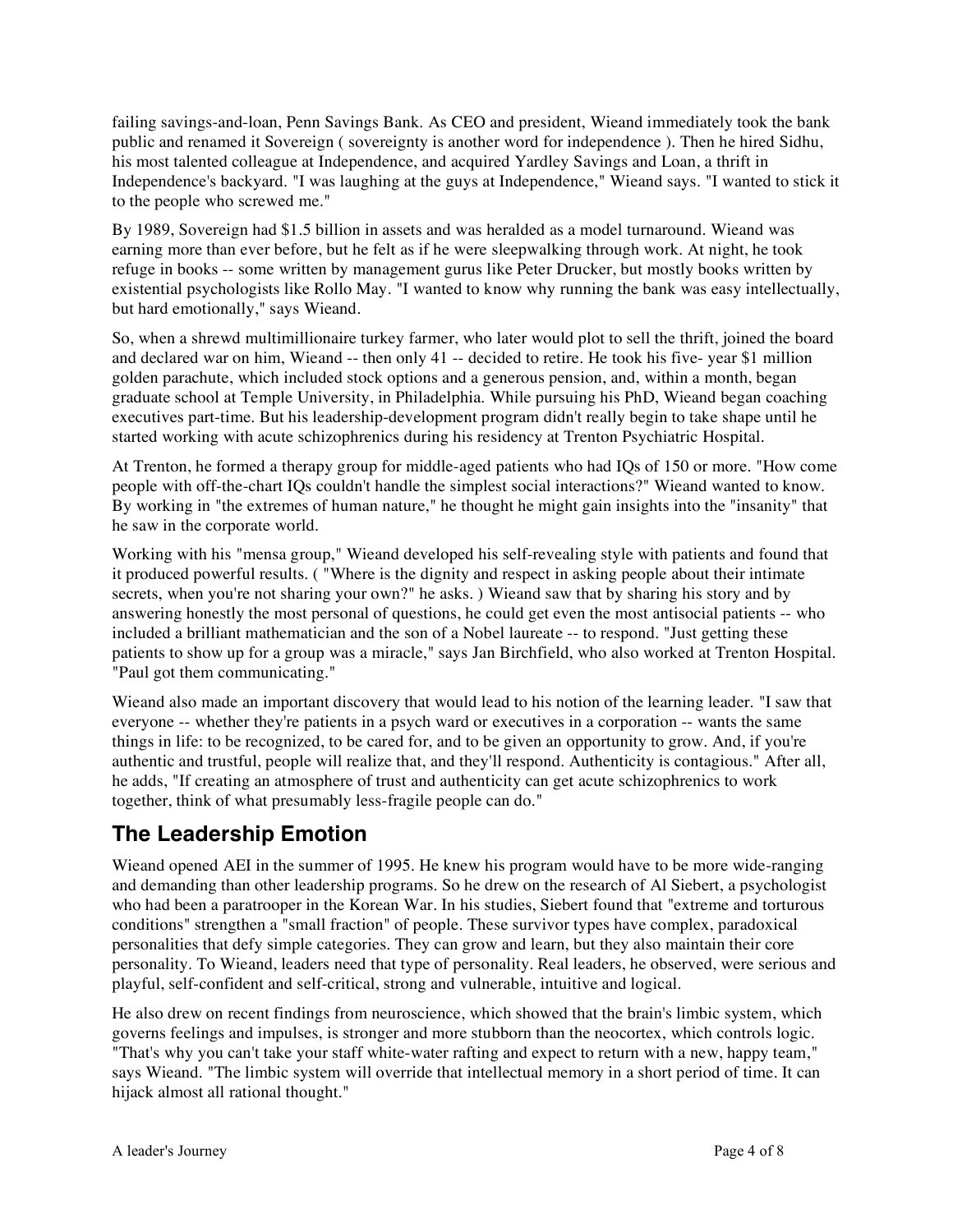failing savings-and-loan, Penn Savings Bank. As CEO and president, Wieand immediately took the bank public and renamed it Sovereign ( sovereignty is another word for independence ). Then he hired Sidhu, his most talented colleague at Independence, and acquired Yardley Savings and Loan, a thrift in Independence's backyard. "I was laughing at the guys at Independence," Wieand says. "I wanted to stick it to the people who screwed me."

By 1989, Sovereign had $1.5 billion in assets and was heralded as a model turnaround. Wieand was earning more than ever before, but he felt as if he were sleepwalking through work. At night, he took refuge in books -- some written by management gurus like Peter Drucker, but mostly books written by existential psychologists like Rollo May. "I wanted to know why running the bank was easy intellectually, but hard emotionally," says Wieand.

So, when a shrewd multimillionaire turkey farmer, who later would plot to sell the thrift, joined the board and declared war on him, Wieand -- then only 41 -- decided to retire. He took his five- year $1 million golden parachute, which included stock options and a generous pension, and, within a month, began graduate school at Temple University, in Philadelphia. While pursuing his PhD, Wieand began coaching executives part-time. But his leadership-development program didn't really begin to take shape until he started working with acute schizophrenics during his residency at Trenton Psychiatric Hospital.

At Trenton, he formed a therapy group for middle-aged patients who had IQs of 150 or more. "How come people with off-the-chart IQs couldn't handle the simplest social interactions?" Wieand wanted to know. By working in "the extremes of human nature," he thought he might gain insights into the "insanity" that he saw in the corporate world.

Working with his "mensa group," Wieand developed his self-revealing style with patients and found that it produced powerful results. ( "Where is the dignity and respect in asking people about their intimate secrets, when you're not sharing your own?" he asks. ) Wieand saw that by sharing his story and by answering honestly the most personal of questions, he could get even the most antisocial patients -- who included a brilliant mathematician and the son of a Nobel laureate -- to respond. "Just getting these patients to show up for a group was a miracle," says Jan Birchfield, who also worked at Trenton Hospital. "Paul got them communicating."

Wieand also made an important discovery that would lead to his notion of the learning leader. "I saw that everyone -- whether they're patients in a psych ward or executives in a corporation -- wants the same things in life: to be recognized, to be cared for, and to be given an opportunity to grow. And, if you're authentic and trustful, people will realize that, and they'll respond. Authenticity is contagious." After all, he adds, "If creating an atmosphere of trust and authenticity can get acute schizophrenics to work together, think of what presumably less-fragile people can do."

## The Leadership Emotion

Wieand opened AEI in the summer of 1995. He knew his program would have to be more wide-ranging and demanding than other leadership programs. So he drew on the research of Al Siebert, a psychologist who had been a paratrooper in the Korean War. In his studies, Siebert found that "extreme and torturous conditions" strengthen a "small fraction" of people. These survivor types have complex, paradoxical personalities that defy simple categories. They can grow and learn, but they also maintain their core personality. To Wieand, leaders need that type of personality. Real leaders, he observed, were serious and playful, self-confident and self-critical, strong and vulnerable, intuitive and logical.

He also drew on recent findings from neuroscience, which showed that the brain's limbic system, which governs feelings and impulses, is stronger and more stubborn than the neocortex, which controls logic. "That's why you can't take your staff white-water rafting and expect to return with a new, happy team," says Wieand. "The limbic system will override that intellectual memory in a short period of time. It can hijack almost all rational thought."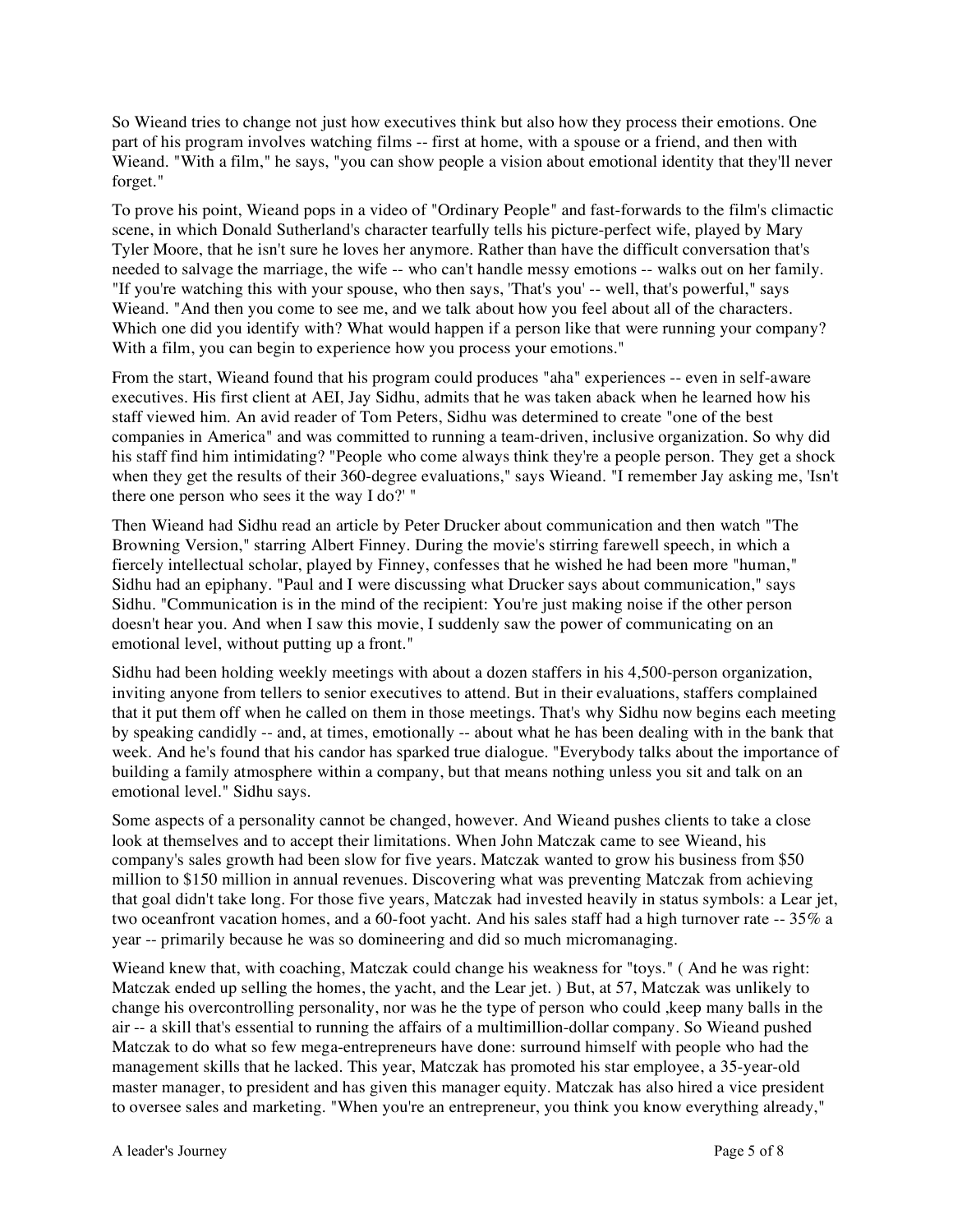So Wieand tries to change not just how executives think but also how they process their emotions. One part of his program involves watching films -- first at home, with a spouse or a friend, and then with Wieand. "With a film," he says, "you can show people a vision about emotional identity that they'll never forget."

To prove his point, Wieand pops in a video of "Ordinary People" and fast-forwards to the film's climactic scene, in which Donald Sutherland's character tearfully tells his picture-perfect wife, played by Mary Tyler Moore, that he isn't sure he loves her anymore. Rather than have the difficult conversation that's needed to salvage the marriage, the wife -- who can't handle messy emotions -- walks out on her family. "If you're watching this with your spouse, who then says, 'That's you' -- well, that's powerful," says Wieand. "And then you come to see me, and we talk about how you feel about all of the characters. Which one did you identify with? What would happen if a person like that were running your company? With a film, you can begin to experience how you process your emotions."

From the start, Wieand found that his program could produces "aha" experiences -- even in self-aware executives. His first client at AEI, Jay Sidhu, admits that he was taken aback when he learned how his staff viewed him. An avid reader of Tom Peters, Sidhu was determined to create "one of the best companies in America" and was committed to running a team-driven, inclusive organization. So why did his staff find him intimidating? "People who come always think they're a people person. They get a shock when they get the results of their 360-degree evaluations," says Wieand. "I remember Jay asking me, 'Isn't there one person who sees it the way I do?' "

Then Wieand had Sidhu read an article by Peter Drucker about communication and then watch "The Browning Version," starring Albert Finney. During the movie's stirring farewell speech, in which a fiercely intellectual scholar, played by Finney, confesses that he wished he had been more "human," Sidhu had an epiphany. "Paul and I were discussing what Drucker says about communication," says Sidhu. "Communication is in the mind of the recipient: You're just making noise if the other person doesn't hear you. And when I saw this movie, I suddenly saw the power of communicating on an emotional level, without putting up a front."

Sidhu had been holding weekly meetings with about a dozen staffers in his 4,500-person organization, inviting anyone from tellers to senior executives to attend. But in their evaluations, staffers complained that it put them off when he called on them in those meetings. That's why Sidhu now begins each meeting by speaking candidly -- and, at times, emotionally -- about what he has been dealing with in the bank that week. And he's found that his candor has sparked true dialogue. "Everybody talks about the importance of building a family atmosphere within a company, but that means nothing unless you sit and talk on an emotional level." Sidhu says.

Some aspects of a personality cannot be changed, however. And Wieand pushes clients to take a close look at themselves and to accept their limitations. When John Matczak came to see Wieand, his company's sales growth had been slow for five years. Matczak wanted to grow his business from $50 million to $150 million in annual revenues. Discovering what was preventing Matczak from achieving that goal didn't take long. For those five years, Matczak had invested heavily in status symbols: a Lear jet, two oceanfront vacation homes, and a 60-foot yacht. And his sales staff had a high turnover rate -- 35% a year -- primarily because he was so domineering and did so much micromanaging.

Wieand knew that, with coaching, Matczak could change his weakness for "toys." ( And he was right: Matczak ended up selling the homes, the yacht, and the Lear jet. ) But, at 57, Matczak was unlikely to change his overcontrolling personality, nor was he the type of person who could ,keep many balls in the air -- a skill that's essential to running the affairs of a multimillion-dollar company. So Wieand pushed Matczak to do what so few mega-entrepreneurs have done: surround himself with people who had the management skills that he lacked. This year, Matczak has promoted his star employee, a 35-year-old master manager, to president and has given this manager equity. Matczak has also hired a vice president to oversee sales and marketing. "When you're an entrepreneur, you think you know everything already,"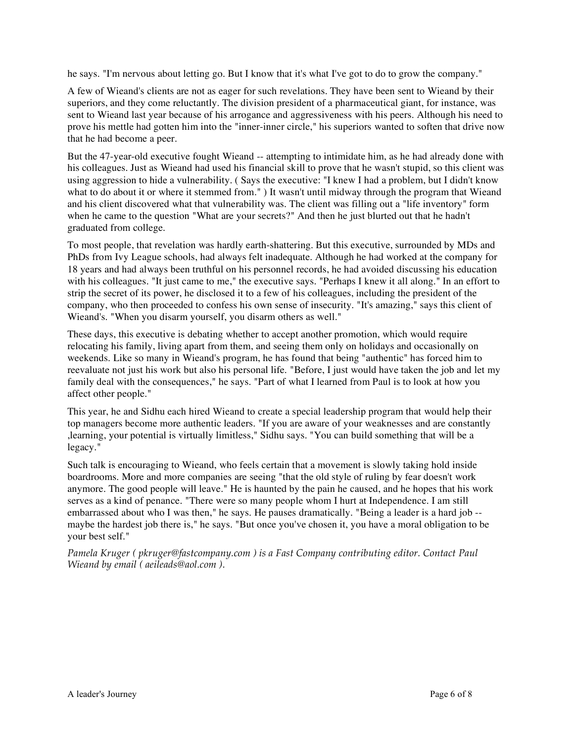he says. "I'm nervous about letting go. But I know that it's what I've got to do to grow the company."

A few of Wieand's clients are not as eager for such revelations. They have been sent to Wieand by their superiors, and they come reluctantly. The division president of a pharmaceutical giant, for instance, was sent to Wieand last year because of his arrogance and aggressiveness with his peers. Although his need to prove his mettle had gotten him into the "inner-inner circle," his superiors wanted to soften that drive now that he had become a peer.

But the 47-year-old executive fought Wieand -- attempting to intimidate him, as he had already done with his colleagues. Just as Wieand had used his financial skill to prove that he wasn't stupid, so this client was using aggression to hide a vulnerability. ( Says the executive: "I knew I had a problem, but I didn't know what to do about it or where it stemmed from." ) It wasn't until midway through the program that Wieand and his client discovered what that vulnerability was. The client was filling out a "life inventory" form when he came to the question "What are your secrets?" And then he just blurted out that he hadn't graduated from college.

To most people, that revelation was hardly earth-shattering. But this executive, surrounded by MDs and PhDs from Ivy League schools, had always felt inadequate. Although he had worked at the company for 18 years and had always been truthful on his personnel records, he had avoided discussing his education with his colleagues. "It just came to me," the executive says. "Perhaps I knew it all along." In an effort to strip the secret of its power, he disclosed it to a few of his colleagues, including the president of the company, who then proceeded to confess his own sense of insecurity. "It's amazing," says this client of Wieand's. "When you disarm yourself, you disarm others as well."

These days, this executive is debating whether to accept another promotion, which would require relocating his family, living apart from them, and seeing them only on holidays and occasionally on weekends. Like so many in Wieand's program, he has found that being "authentic" has forced him to reevaluate not just his work but also his personal life. "Before, I just would have taken the job and let my family deal with the consequences," he says. "Part of what I learned from Paul is to look at how you affect other people."

This year, he and Sidhu each hired Wieand to create a special leadership program that would help their top managers become more authentic leaders. "If you are aware of your weaknesses and are constantly ,learning, your potential is virtually limitless," Sidhu says. "You can build something that will be a legacy."

Such talk is encouraging to Wieand, who feels certain that a movement is slowly taking hold inside boardrooms. More and more companies are seeing "that the old style of ruling by fear doesn't work anymore. The good people will leave." He is haunted by the pain he caused, and he hopes that his work serves as a kind of penance. "There were so many people whom I hurt at Independence. I am still embarrassed about who I was then," he says. He pauses dramatically. "Being a leader is a hard job -- maybe the hardest job there is," he says. "But once you've chosen it, you have a moral obligation to be your best self."

*Pamela Kruger ( pkruger@fastcompany.com ) is a Fast Company contributing editor. Contact Paul Wieand by email ( aeileads@aol.com ).*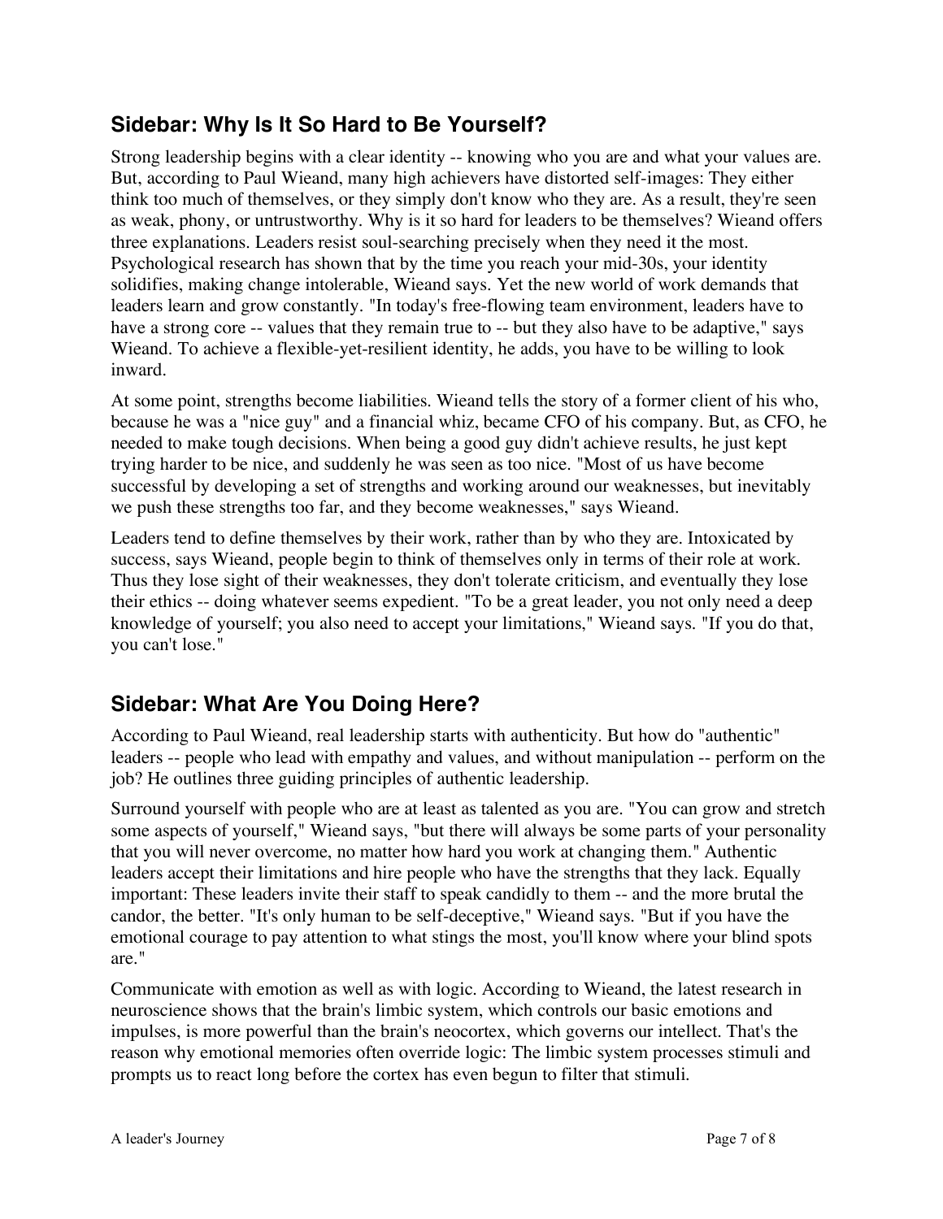## Sidebar: Why Is It So Hard to Be Yourself?

Strong leadership begins with a clear identity -- knowing who you are and what your values are. But, according to Paul Wieand, many high achievers have distorted self-images: They either think too much of themselves, or they simply don't know who they are. As a result, they're seen as weak, phony, or untrustworthy. Why is it so hard for leaders to be themselves? Wieand offers three explanations. Leaders resist soul-searching precisely when they need it the most. Psychological research has shown that by the time you reach your mid-30s, your identity solidifies, making change intolerable, Wieand says. Yet the new world of work demands that leaders learn and grow constantly. "In today's free-flowing team environment, leaders have to have a strong core -- values that they remain true to -- but they also have to be adaptive," says Wieand. To achieve a flexible-yet-resilient identity, he adds, you have to be willing to look inward.

At some point, strengths become liabilities. Wieand tells the story of a former client of his who, because he was a "nice guy" and a financial whiz, became CFO of his company. But, as CFO, he needed to make tough decisions. When being a good guy didn't achieve results, he just kept trying harder to be nice, and suddenly he was seen as too nice. "Most of us have become successful by developing a set of strengths and working around our weaknesses, but inevitably we push these strengths too far, and they become weaknesses," says Wieand.

Leaders tend to define themselves by their work, rather than by who they are. Intoxicated by success, says Wieand, people begin to think of themselves only in terms of their role at work. Thus they lose sight of their weaknesses, they don't tolerate criticism, and eventually they lose their ethics -- doing whatever seems expedient. "To be a great leader, you not only need a deep knowledge of yourself; you also need to accept your limitations," Wieand says. "If you do that, you can't lose."

## Sidebar: What Are You Doing Here?

According to Paul Wieand, real leadership starts with authenticity. But how do "authentic" leaders -- people who lead with empathy and values, and without manipulation -- perform on the job? He outlines three guiding principles of authentic leadership.

Surround yourself with people who are at least as talented as you are. "You can grow and stretch some aspects of yourself," Wieand says, "but there will always be some parts of your personality that you will never overcome, no matter how hard you work at changing them." Authentic leaders accept their limitations and hire people who have the strengths that they lack. Equally important: These leaders invite their staff to speak candidly to them -- and the more brutal the candor, the better. "It's only human to be self-deceptive," Wieand says. "But if you have the emotional courage to pay attention to what stings the most, you'll know where your blind spots are."

Communicate with emotion as well as with logic. According to Wieand, the latest research in neuroscience shows that the brain's limbic system, which controls our basic emotions and impulses, is more powerful than the brain's neocortex, which governs our intellect. That's the reason why emotional memories often override logic: The limbic system processes stimuli and prompts us to react long before the cortex has even begun to filter that stimuli.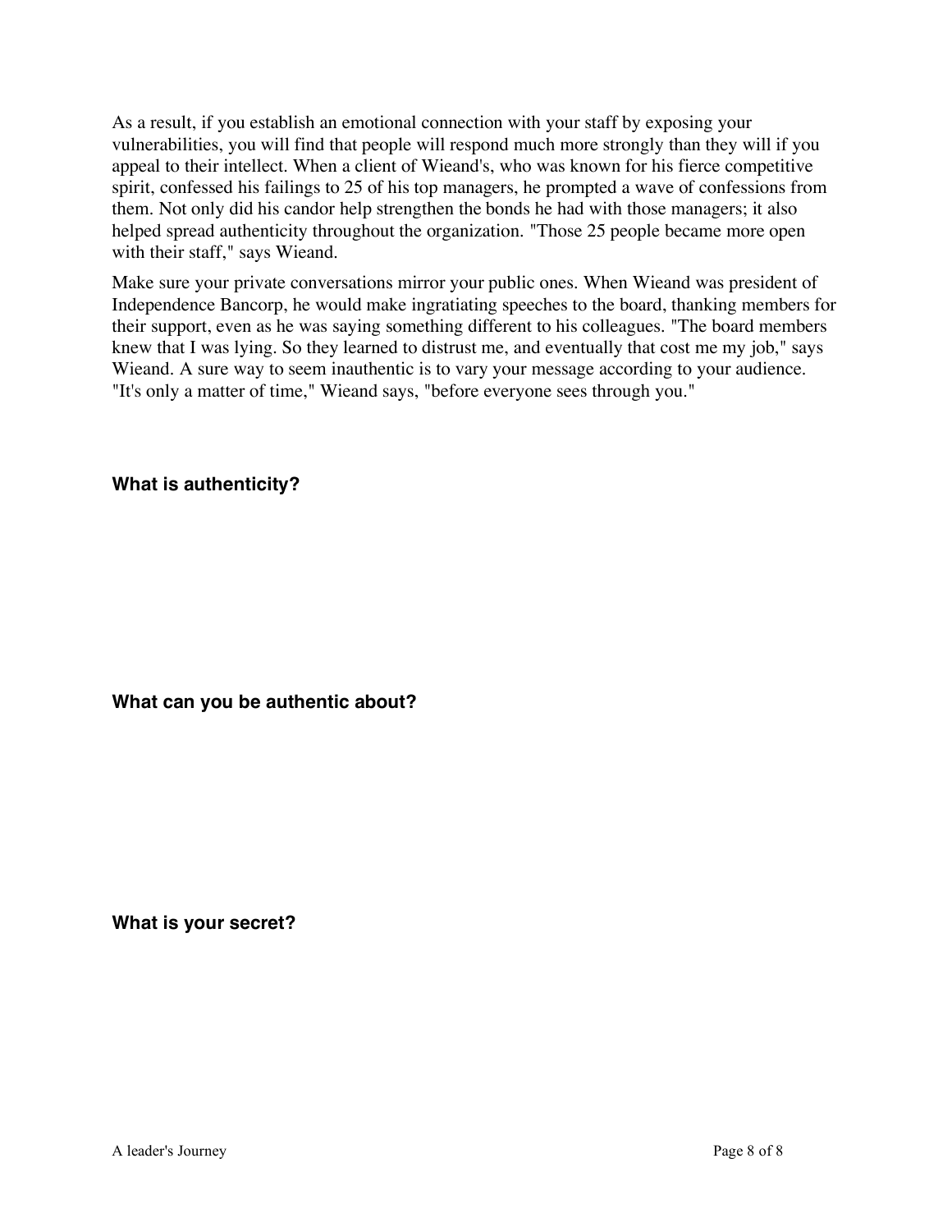As a result, if you establish an emotional connection with your staff by exposing your vulnerabilities, you will find that people will respond much more strongly than they will if you appeal to their intellect. When a client of Wieand's, who was known for his fierce competitive spirit, confessed his failings to 25 of his top managers, he prompted a wave of confessions from them. Not only did his candor help strengthen the bonds he had with those managers; it also helped spread authenticity throughout the organization. "Those 25 people became more open with their staff," says Wieand.

Make sure your private conversations mirror your public ones. When Wieand was president of Independence Bancorp, he would make ingratiating speeches to the board, thanking members for their support, even as he was saying something different to his colleagues. "The board members knew that I was lying. So they learned to distrust me, and eventually that cost me my job," says Wieand. A sure way to seem inauthentic is to vary your message according to your audience. "It's only a matter of time," Wieand says, "before everyone sees through you."

### What is authenticity?

### What can you be authentic about?

### What is your secret?